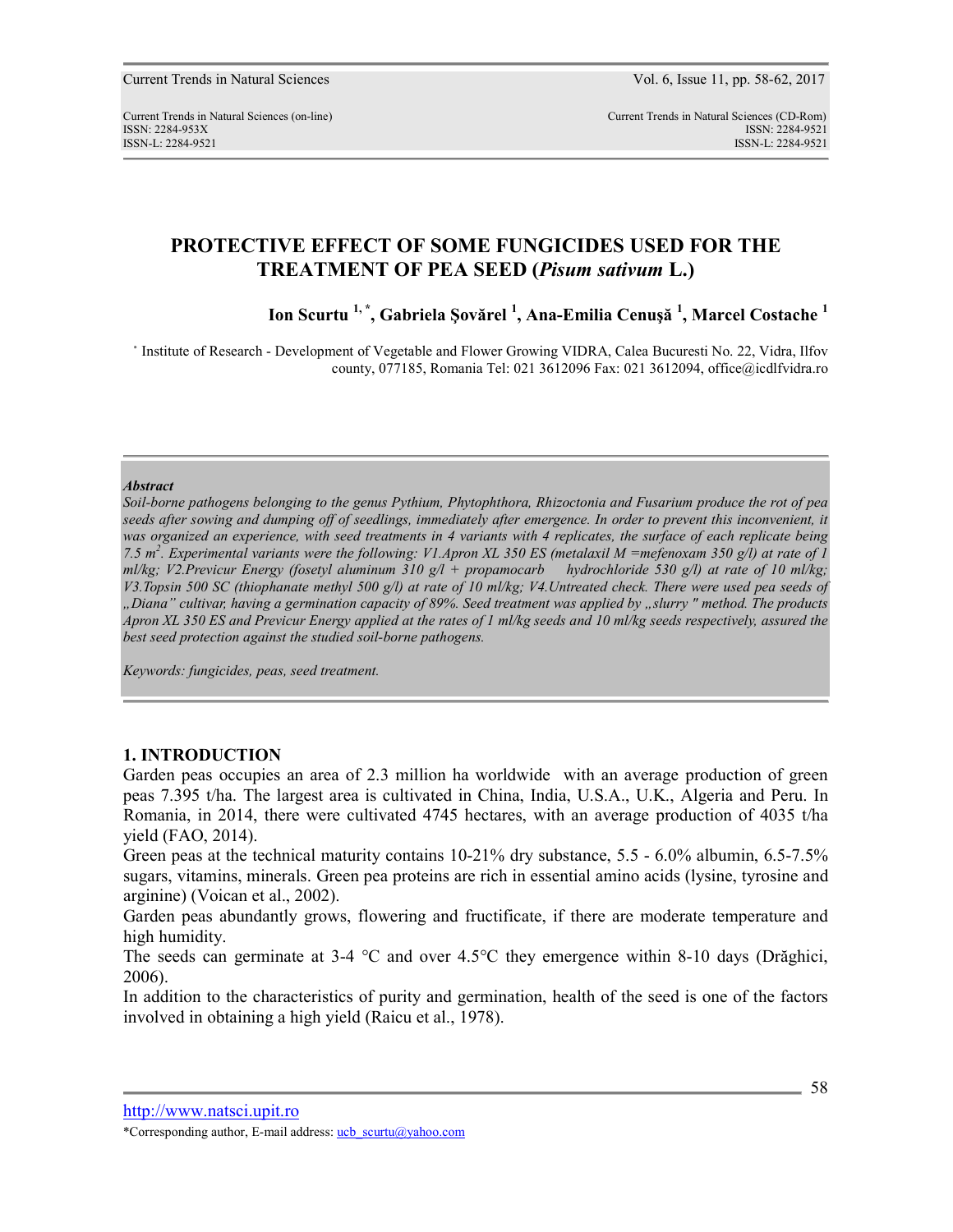# PROTECTIVE EFFECT OF SOME FUNGICIDES USED FOR THE TREATMENT OF PEA SEED (*Pisum sativum* L.)

**Ion Scurtu [1,*], Gabriela Şovărel [1], Ana-Emilia Cenuşă [1], Marcel Costache [1]**

[*] Institute of Research - Development of Vegetable and Flower Growing VIDRA, Calea Bucuresti No. 22, Vidra, Ilfov county, 077185, Romania Tel: 021 3612096 Fax: 021 3612094, office@icdlfvidra.ro

---

***Abstract***

*Soil-borne pathogens belonging to the genus Pythium, Phytophthora, Rhizoctonia and Fusarium produce the rot of pea seeds after sowing and dumping off of seedlings, immediately after emergence. In order to prevent this inconvenient, it was organized an experience, with seed treatments in 4 variants with 4 replicates, the surface of each replicate being 7.5 m$^2$. Experimental variants were the following: V1.Apron XL 350 ES (metalaxil M =mefenoxam 350 g/l) at rate of 1 ml/kg; V2.Previcur Energy (fosetyl aluminum 310 g/l + propamocarb hydrochloride 530 g/l) at rate of 10 ml/kg; V3.Topsin 500 SC (thiophanate methyl 500 g/l) at rate of 10 ml/kg; V4.Untreated check. There were used pea seeds of „Diana" cultivar, having a germination capacity of 89%. Seed treatment was applied by „slurry " method. The products Apron XL 350 ES and Previcur Energy applied at the rates of 1 ml/kg seeds and 10 ml/kg seeds respectively, assured the best seed protection against the studied soil-borne pathogens.*

*Keywords: fungicides, peas, seed treatment.*

---

## 1. INTRODUCTION

Garden peas occupies an area of 2.3 million ha worldwide with an average production of green peas 7.395 t/ha. The largest area is cultivated in China, India, U.S.A., U.K., Algeria and Peru. In Romania, in 2014, there were cultivated 4745 hectares, with an average production of 4035 t/ha yield (FAO, 2014).

Green peas at the technical maturity contains 10-21% dry substance, 5.5 - 6.0% albumin, 6.5-7.5% sugars, vitamins, minerals. Green pea proteins are rich in essential amino acids (lysine, tyrosine and arginine) (Voican et al., 2002).

Garden peas abundantly grows, flowering and fructificate, if there are moderate temperature and high humidity.

The seeds can germinate at 3-4 °C and over 4.5°C they emergence within 8-10 days (Drăghici, 2006).

In addition to the characteristics of purity and germination, health of the seed is one of the factors involved in obtaining a high yield (Raicu et al., 1978).

*Corresponding author, E-mail address: ucb_scurtu@yahoo.com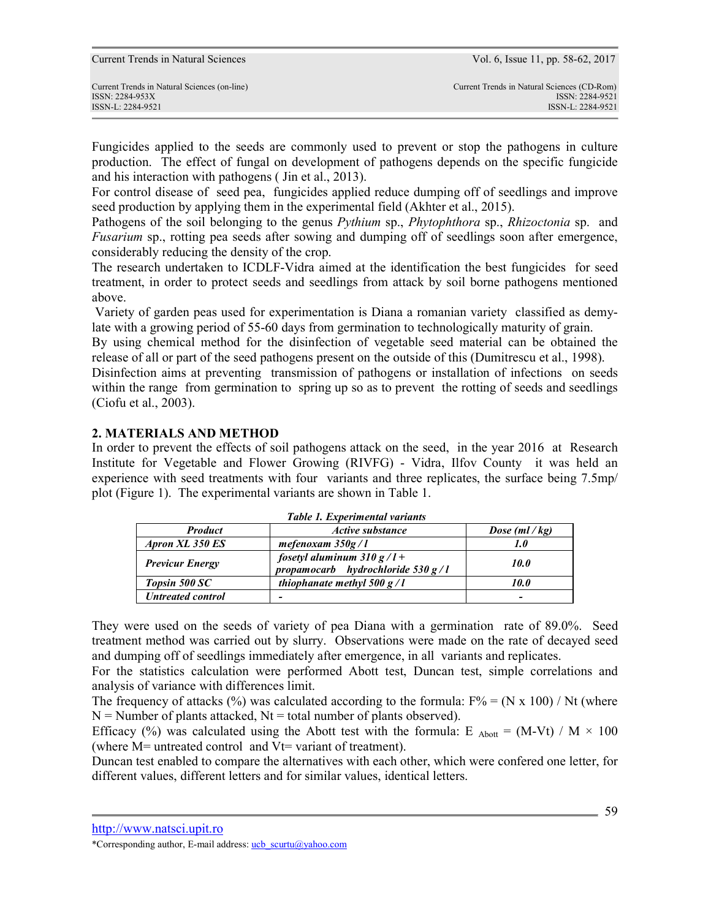Fungicides applied to the seeds are commonly used to prevent or stop the pathogens in culture production. The effect of fungal on development of pathogens depends on the specific fungicide and his interaction with pathogens ( Jin et al., 2013).

For control disease of seed pea, fungicides applied reduce dumping off of seedlings and improve seed production by applying them in the experimental field (Akhter et al., 2015).

Pathogens of the soil belonging to the genus *Pythium* sp., *Phytophthora* sp., *Rhizoctonia* sp. and *Fusarium* sp., rotting pea seeds after sowing and dumping off of seedlings soon after emergence, considerably reducing the density of the crop.

The research undertaken to ICDLF-Vidra aimed at the identification the best fungicides for seed treatment, in order to protect seeds and seedlings from attack by soil borne pathogens mentioned above.

Variety of garden peas used for experimentation is Diana a romanian variety classified as demy-late with a growing period of 55-60 days from germination to technologically maturity of grain.

By using chemical method for the disinfection of vegetable seed material can be obtained the release of all or part of the seed pathogens present on the outside of this (Dumitrescu et al., 1998).

Disinfection aims at preventing transmission of pathogens or installation of infections on seeds within the range from germination to spring up so as to prevent the rotting of seeds and seedlings (Ciofu et al., 2003).

## 2. MATERIALS AND METHOD

In order to prevent the effects of soil pathogens attack on the seed, in the year 2016 at Research Institute for Vegetable and Flower Growing (RIVFG) - Vidra, Ilfov County it was held an experience with seed treatments with four variants and three replicates, the surface being 7.5mp/ plot (Figure 1). The experimental variants are shown in Table 1.

***Table 1. Experimental variants***

| *Product* | *Active substance* | *Dose (ml / kg)* |
|---|---|---|
| ***Apron XL 350 ES*** | ***mefenoxam 350g / l*** | ***1.0*** |
| ***Previcur Energy*** | ***fosetyl aluminum 310 g / l + propamocarb hydrochloride 530 g / l*** | ***10.0*** |
| ***Topsin 500 SC*** | ***thiophanate methyl 500 g / l*** | ***10.0*** |
| ***Untreated control*** | ***-*** | ***-*** |

They were used on the seeds of variety of pea Diana with a germination rate of 89.0%. Seed treatment method was carried out by slurry. Observations were made on the rate of decayed seed and dumping off of seedlings immediately after emergence, in all variants and replicates.

For the statistics calculation were performed Abott test, Duncan test, simple correlations and analysis of variance with differences limit.

The frequency of attacks (%) was calculated according to the formula: $F\% = (N \times 100) / Nt$ (where N = Number of plants attacked, Nt = total number of plants observed).

Efficacy (%) was calculated using the Abott test with the formula: $E_{Abott} = (M-Vt) / M \times 100$ (where M= untreated control and Vt= variant of treatment).

Duncan test enabled to compare the alternatives with each other, which were confered one letter, for different values, different letters and for similar values, identical letters.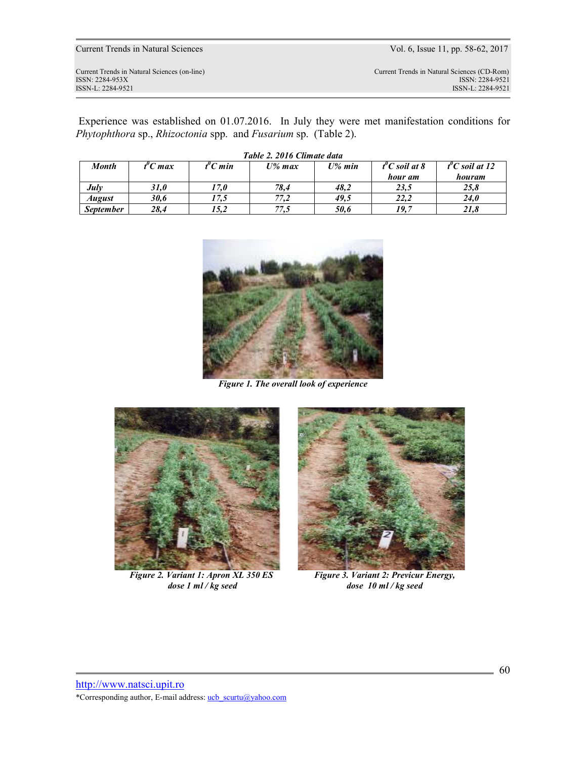Experience was established on 01.07.2016. In July they were met manifestation conditions for *Phytophthora* sp., *Rhizoctonia* spp. and *Fusarium* sp. (Table 2).

***Table 2. 2016 Climate data***

| *Month* | *$t^0C$ max* | *$t^0C$ min* | *U% max* | *U% min* | *$t^0C$ soil at 8 hour am* | *$t^0C$ soil at 12 houram* |
|---|---|---|---|---|---|---|
| ***July*** | ***31,0*** | ***17,0*** | *78,4* | ***48,2*** | *23,5* | *25,8* |
| ***August*** | ***30,6*** | ***17,5*** | *77,2* | ***49,5*** | *22,2* | *24,0* |
| ***September*** | ***28,4*** | ***15,2*** | *77,5* | ***50,6*** | *19,7* | *21,8* |

***Figure 1. The overall look of experience***

***Figure 2. Variant 1: Apron XL 350 ES dose 1 ml / kg seed***

***Figure 3. Variant 2: Previcur Energy, dose 10 ml / kg seed***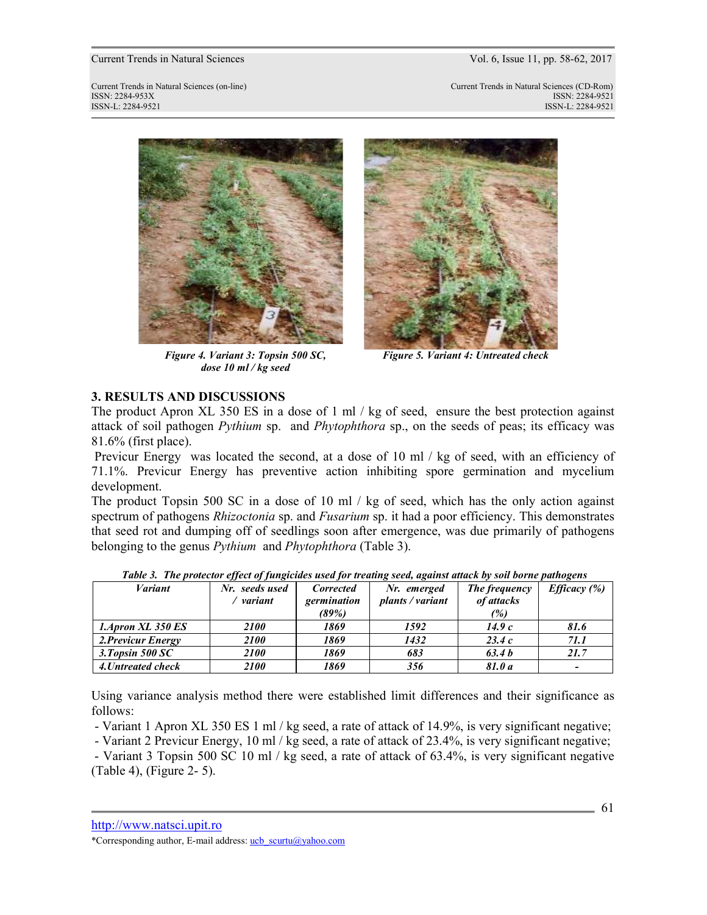*Figure 4. Variant 3: Topsin 500 SC, dose 10 ml / kg seed*

*Figure 5. Variant 4: Untreated check*

## 3. RESULTS AND DISCUSSIONS

The product Apron XL 350 ES in a dose of 1 ml / kg of seed, ensure the best protection against attack of soil pathogen *Pythium* sp. and *Phytophthora* sp., on the seeds of peas; its efficacy was 81.6% (first place).

Previcur Energy was located the second, at a dose of 10 ml / kg of seed, with an efficiency of 71.1%. Previcur Energy has preventive action inhibiting spore germination and mycelium development.

The product Topsin 500 SC in a dose of 10 ml / kg of seed, which has the only action against spectrum of pathogens *Rhizoctonia* sp. and *Fusarium* sp. it had a poor efficiency. This demonstrates that seed rot and dumping off of seedlings soon after emergence, was due primarily of pathogens belonging to the genus *Pythium* and *Phytophthora* (Table 3).

***Table 3. The protector effect of fungicides used for treating seed, against attack by soil borne pathogens***

| *Variant* | *Nr. seeds used / variant* | *Corrected germination (89%)* | *Nr. emerged plants / variant* | *The frequency of attacks (%)* | *Efficacy (%)* |
|---|---|---|---|---|---|
| ***1.Apron XL 350 ES*** | ***2100*** | ***1869*** | ***1592*** | ***14.9 c*** | ***81.6*** |
| ***2.Previcur Energy*** | ***2100*** | ***1869*** | ***1432*** | ***23.4 c*** | ***71.1*** |
| ***3.Topsin 500 SC*** | ***2100*** | ***1869*** | ***683*** | ***63.4 b*** | ***21.7*** |
| ***4.Untreated check*** | ***2100*** | ***1869*** | ***356*** | ***81.0 a*** | ***-*** |

Using variance analysis method there were established limit differences and their significance as follows:

- Variant 1 Apron XL 350 ES 1 ml / kg seed, a rate of attack of 14.9%, is very significant negative;
- Variant 2 Previcur Energy, 10 ml / kg seed, a rate of attack of 23.4%, is very significant negative;
- Variant 3 Topsin 500 SC 10 ml / kg seed, a rate of attack of 63.4%, is very significant negative (Table 4), (Figure 2- 5).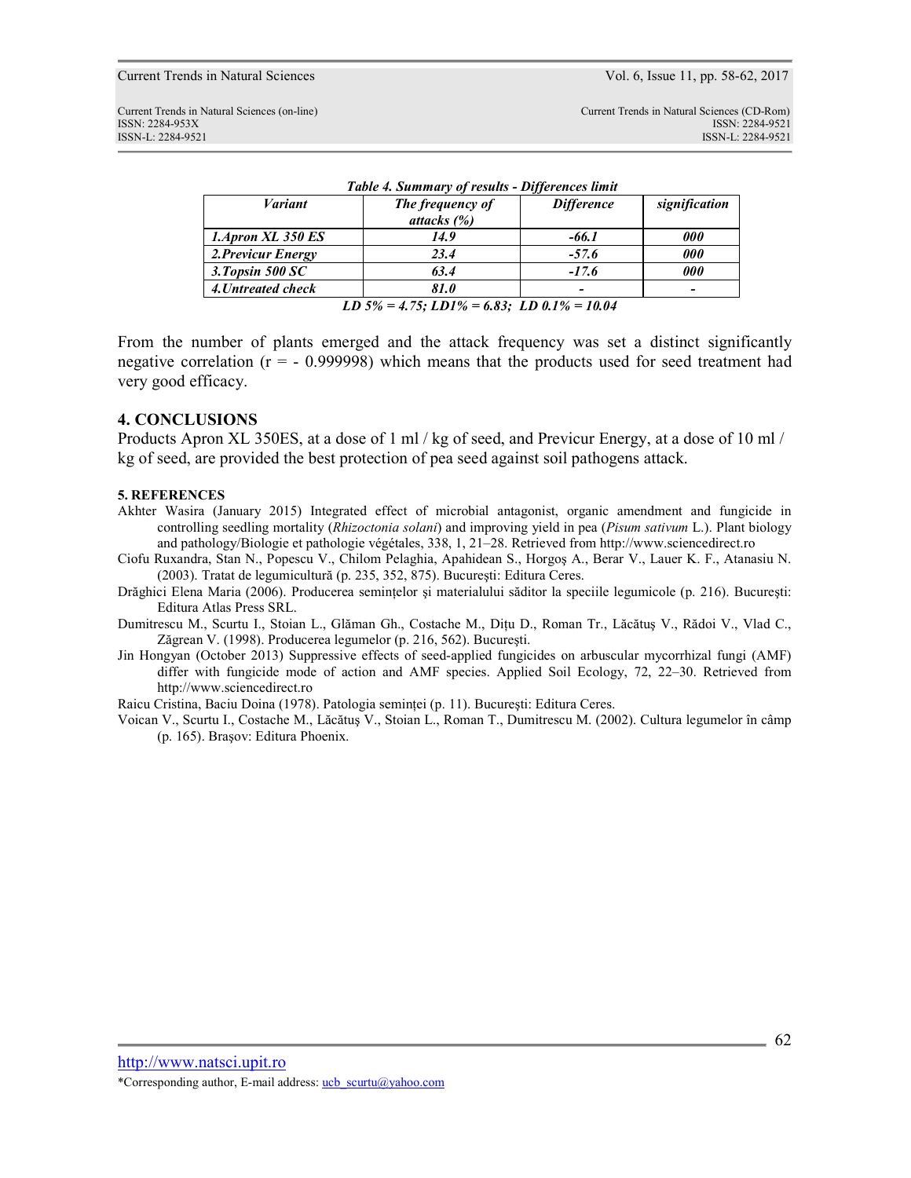*Table 4. Summary of results - Differences limit*

| *Variant* | *The frequency of attacks (%)* | *Difference* | *signification* |
|---|---|---|---|
| ***1.Apron XL 350 ES*** | ***14.9*** | ***-66.1*** | ***000*** |
| ***2.Previcur Energy*** | ***23.4*** | ***-57.6*** | ***000*** |
| ***3.Topsin 500 SC*** | ***63.4*** | ***-17.6*** | ***000*** |
| ***4.Untreated check*** | ***81.0*** | ***-*** | ***-*** |

***LD 5% = 4.75; LD1% = 6.83; LD 0.1% = 10.04***

From the number of plants emerged and the attack frequency was set a distinct significantly negative correlation (r = - 0.999998) which means that the products used for seed treatment had very good efficacy.

## 4. CONCLUSIONS

Products Apron XL 350ES, at a dose of 1 ml / kg of seed, and Previcur Energy, at a dose of 10 ml / kg of seed, are provided the best protection of pea seed against soil pathogens attack.

## 5. REFERENCES

Akhter Wasira (January 2015) Integrated effect of microbial antagonist, organic amendment and fungicide in controlling seedling mortality (*Rhizoctonia solani*) and improving yield in pea (*Pisum sativum* L.). Plant biology and pathology/Biologie et pathologie végétales, 338, 1, 21–28. Retrieved from http://www.sciencedirect.ro

Ciofu Ruxandra, Stan N., Popescu V., Chilom Pelaghia, Apahidean S., Horgoş A., Berar V., Lauer K. F., Atanasiu N. (2003). Tratat de legumicultură (p. 235, 352, 875). Bucureşti: Editura Ceres.

Drăghici Elena Maria (2006). Producerea semințelor şi materialului săditor la speciile legumicole (p. 216). Bucureşti: Editura Atlas Press SRL.

Dumitrescu M., Scurtu I., Stoian L., Glăman Gh., Costache M., Dițu D., Roman Tr., Lăcătuş V., Rădoi V., Vlad C., Zăgrean V. (1998). Producerea legumelor (p. 216, 562). Bucureşti.

Jin Hongyan (October 2013) Suppressive effects of seed-applied fungicides on arbuscular mycorrhizal fungi (AMF) differ with fungicide mode of action and AMF species. Applied Soil Ecology, 72, 22–30. Retrieved from http://www.sciencedirect.ro

Raicu Cristina, Baciu Doina (1978). Patologia seminței (p. 11). Bucureşti: Editura Ceres.

Voican V., Scurtu I., Costache M., Lăcătuş V., Stoian L., Roman T., Dumitrescu M. (2002). Cultura legumelor în câmp (p. 165). Braşov: Editura Phoenix.